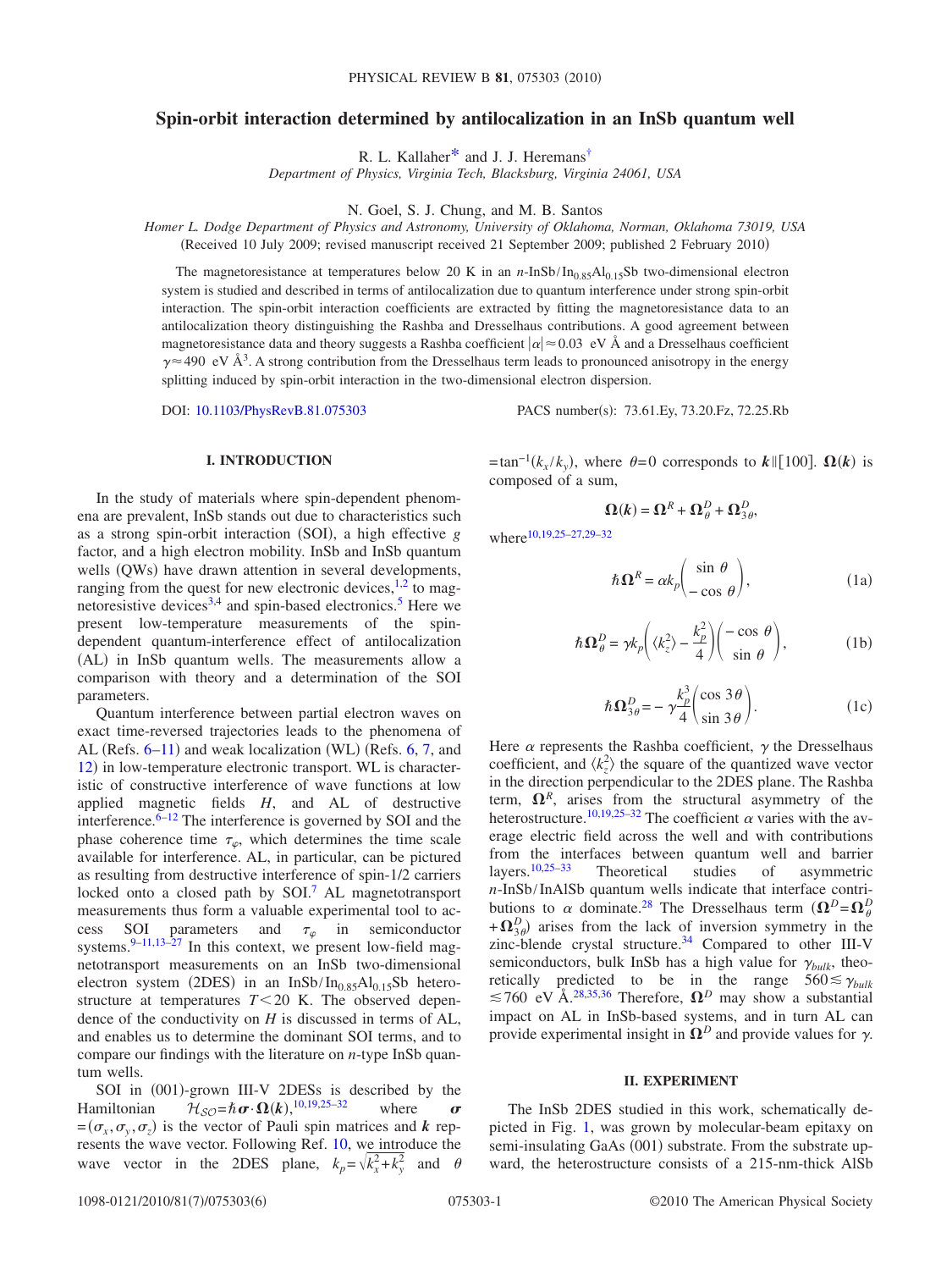# Spin-orbit interaction determined by antilocalization in an InSb quantum well

R. L. Kallaher* and J. J. Heremans†

*Department of Physics, Virginia Tech, Blacksburg, Virginia 24061, USA*

N. Goel, S. J. Chung, and M. B. Santos

*Homer L. Dodge Department of Physics and Astronomy, University of Oklahoma, Norman, Oklahoma 73019, USA*

(Received 10 July 2009; revised manuscript received 21 September 2009; published 2 February 2010)

The magnetoresistance at temperatures below 20 K in an $n$-InSb/$In_{0.85}Al_{0.15}Sb$ two-dimensional electron system is studied and described in terms of antilocalization due to quantum interference under strong spin-orbit interaction. The spin-orbit interaction coefficients are extracted by fitting the magnetoresistance data to an antilocalization theory distinguishing the Rashba and Dresselhaus contributions. A good agreement between magnetoresistance data and theory suggests a Rashba coefficient $|\alpha| \approx 0.03$ eV Å and a Dresselhaus coefficient $\gamma \approx 490$ eV Å$^3$. A strong contribution from the Dresselhaus term leads to pronounced anisotropy in the energy splitting induced by spin-orbit interaction in the two-dimensional electron dispersion.

DOI: 10.1103/PhysRevB.81.075303

PACS number(s): 73.61.Ey, 73.20.Fz, 72.25.Rb

## I. INTRODUCTION

In the study of materials where spin-dependent phenomena are prevalent, InSb stands out due to characteristics such as a strong spin-orbit interaction (SOI), a high effective $g$ factor, and a high electron mobility. InSb and InSb quantum wells (QWs) have drawn attention in several developments, ranging from the quest for new electronic devices,[1,2] to magnetoresistive devices[3,4] and spin-based electronics.[5] Here we present low-temperature measurements of the spin-dependent quantum-interference effect of antilocalization (AL) in InSb quantum wells. The measurements allow a comparison with theory and a determination of the SOI parameters.

Quantum interference between partial electron waves on exact time-reversed trajectories leads to the phenomena of AL (Refs. 6–11) and weak localization (WL) (Refs. 6, 7, and 12) in low-temperature electronic transport. WL is characteristic of constructive interference of wave functions at low applied magnetic fields $H$, and AL of destructive interference.[6–12] The interference is governed by SOI and the phase coherence time $\tau_\varphi$, which determines the time scale available for interference. AL, in particular, can be pictured as resulting from destructive interference of spin-1/2 carriers locked onto a closed path by SOI.[7] AL magnetotransport measurements thus form a valuable experimental tool to access SOI parameters and $\tau_\varphi$ in semiconductor systems.[9–11,13–27] In this context, we present low-field magnetotransport measurements on an InSb two-dimensional electron system (2DES) in an InSb/$In_{0.85}Al_{0.15}Sb$ heterostructure at temperatures $T<20$ K. The observed dependence of the conductivity on $H$ is discussed in terms of AL, and enables us to determine the dominant SOI terms, and to compare our findings with the literature on $n$-type InSb quantum wells.

SOI in (001)-grown III-V 2DESs is described by the Hamiltonian $\mathcal{H}_{SO}=\hbar\boldsymbol{\sigma}\cdot\boldsymbol{\Omega}(\boldsymbol{k})$,[10,19,25–32] where $\boldsymbol{\sigma}=(\sigma_x,\sigma_y,\sigma_z)$ is the vector of Pauli spin matrices and $\boldsymbol{k}$ represents the wave vector. Following Ref. 10, we introduce the wave vector in the 2DES plane, $k_p=\sqrt{k_x^2+k_y^2}$ and $\theta=\tan^{-1}(k_x/k_y)$, where $\theta=0$ corresponds to $\boldsymbol{k}\|[100]$. $\boldsymbol{\Omega}(\boldsymbol{k})$ is composed of a sum,

$$\boldsymbol{\Omega}(\boldsymbol{k})=\boldsymbol{\Omega}^R+\boldsymbol{\Omega}_\theta^D+\boldsymbol{\Omega}_{3\theta}^D,$$

where[10,19,25–27,29–32]

$$\hbar\boldsymbol{\Omega}^R=\alpha k_p\begin{pmatrix}\sin\theta\\-\cos\theta\end{pmatrix}, \tag{1a}$$

$$\hbar\boldsymbol{\Omega}_\theta^D=\gamma k_p\left(\langle k_z^2\rangle-\frac{k_p^2}{4}\right)\begin{pmatrix}-\cos\theta\\\sin\theta\end{pmatrix}, \tag{1b}$$

$$\hbar\boldsymbol{\Omega}_{3\theta}^D=-\gamma\frac{k_p^3}{4}\begin{pmatrix}\cos 3\theta\\\sin 3\theta\end{pmatrix}. \tag{1c}$$

Here $\alpha$ represents the Rashba coefficient, $\gamma$ the Dresselhaus coefficient, and $\langle k_z^2\rangle$ the square of the quantized wave vector in the direction perpendicular to the 2DES plane. The Rashba term, $\boldsymbol{\Omega}^R$, arises from the structural asymmetry of the heterostructure.[10,19,25–32] The coefficient $\alpha$ varies with the average electric field across the well and with contributions from the interfaces between quantum well and barrier layers.[10,25–33] Theoretical studies of asymmetric $n$-InSb/InAlSb quantum wells indicate that interface contributions to $\alpha$ dominate.[28] The Dresselhaus term ($\boldsymbol{\Omega}^D=\boldsymbol{\Omega}_\theta^D+\boldsymbol{\Omega}_{3\theta}^D$) arises from the lack of inversion symmetry in the zinc-blende crystal structure.[34] Compared to other III-V semiconductors, bulk InSb has a high value for $\gamma_{bulk}$, theoretically predicted to be in the range $560\lesssim\gamma_{bulk}\lesssim 760$ eV Å.[28,35,36] Therefore, $\boldsymbol{\Omega}^D$ may show a substantial impact on AL in InSb-based systems, and in turn AL can provide experimental insight in $\boldsymbol{\Omega}^D$ and provide values for $\gamma$.

## II. EXPERIMENT

The InSb 2DES studied in this work, schematically depicted in Fig. 1, was grown by molecular-beam epitaxy on semi-insulating GaAs (001) substrate. From the substrate upward, the heterostructure consists of a 215-nm-thick AlSb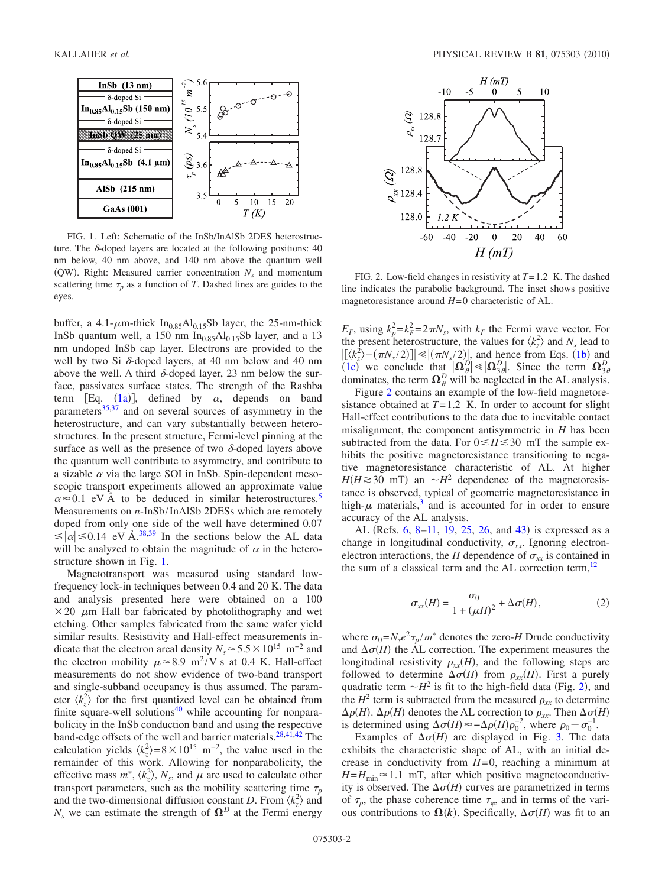FIG. 1. Left: Schematic of the InSb/InAlSb 2DES heterostructure. The $\delta$-doped layers are located at the following positions: 40 nm below, 40 nm above, and 140 nm above the quantum well (QW). Right: Measured carrier concentration $N_s$ and momentum scattering time $\tau_p$ as a function of $T$. Dashed lines are guides to the eyes.

buffer, a 4.1-$\mu$m-thick $In_{0.85}Al_{0.15}Sb$ layer, the 25-nm-thick InSb quantum well, a 150 nm $In_{0.85}Al_{0.15}Sb$ layer, and a 13 nm undoped InSb cap layer. Electrons are provided to the well by two Si $\delta$-doped layers, at 40 nm below and 40 nm above the well. A third $\delta$-doped layer, 23 nm below the surface, passivates surface states. The strength of the Rashba term [Eq. (1a)], defined by $\alpha$, depends on band parameters[35,37] and on several sources of asymmetry in the heterostructure, and can vary substantially between heterostructures. In the present structure, Fermi-level pinning at the surface as well as the presence of two $\delta$-doped layers above the quantum well contribute to asymmetry, and contribute to a sizable $\alpha$ via the large SOI in InSb. Spin-dependent mesoscopic transport experiments allowed an approximate value $\alpha \approx 0.1$ eV Å to be deduced in similar heterostructures.[5] Measurements on $n$-InSb/InAlSb 2DESs which are remotely doped from only one side of the well have determined $0.07 \lesssim |\alpha| \lesssim 0.14$ eV Å.[38,39] In the sections below the AL data will be analyzed to obtain the magnitude of $\alpha$ in the heterostructure shown in Fig. 1.

Magnetotransport was measured using standard low-frequency lock-in techniques between 0.4 and 20 K. The data and analysis presented here were obtained on a $100 \times 20$ $\mu$m Hall bar fabricated by photolithography and wet etching. Other samples fabricated from the same wafer yield similar results. Resistivity and Hall-effect measurements indicate that the electron areal density $N_s \approx 5.5 \times 10^{15}$ m$^{-2}$ and the electron mobility $\mu \approx 8.9$ m$^2$/V s at 0.4 K. Hall-effect measurements do not show evidence of two-band transport and single-subband occupancy is thus assumed. The parameter $\langle k_z^2 \rangle$ for the first quantized level can be obtained from finite square-well solutions[40] while accounting for nonparabolicity in the InSb conduction band and using the respective band-edge offsets of the well and barrier materials.[28,41,42] The calculation yields $\langle k_z^2 \rangle = 8 \times 10^{15}$ m$^{-2}$, the value used in the remainder of this work. Allowing for nonparabolicity, the effective mass $m^*$, $\langle k_z^2 \rangle$, $N_s$, and $\mu$ are used to calculate other transport parameters, such as the mobility scattering time $\tau_p$ and the two-dimensional diffusion constant $D$. From $\langle k_z^2 \rangle$ and $N_s$ we can estimate the strength of $\mathbf{\Omega}^D$ at the Fermi energy $E_F$, using $k_p^2 = k_F^2 = 2\pi N_s$, with $k_F$ the Fermi wave vector. For the present heterostructure, the values for $\langle k_z^2 \rangle$ and $N_s$ lead to $|[\langle k_z^2 \rangle - (\pi N_s/2)]| \ll |(\pi N_s/2)|$, and hence from Eqs. (1b) and (1c) we conclude that $|\mathbf{\Omega}_\theta^D| \ll |\mathbf{\Omega}_{3\theta}^D|$. Since the term $\mathbf{\Omega}_{3\theta}^D$ dominates, the term $\mathbf{\Omega}_\theta^D$ will be neglected in the AL analysis.

FIG. 2. Low-field changes in resistivity at $T = 1.2$ K. The dashed line indicates the parabolic background. The inset shows positive magnetoresistance around $H = 0$ characteristic of AL.

Figure 2 contains an example of the low-field magnetoresistance obtained at $T = 1.2$ K. In order to account for slight Hall-effect contributions to the data due to inevitable contact misalignment, the component antisymmetric in $H$ has been subtracted from the data. For $0 \lesssim H \lesssim 30$ mT the sample exhibits the positive magnetoresistance transitioning to negative magnetoresistance characteristic of AL. At higher $H$ ($H \gtrsim 30$ mT) an $\sim H^2$ dependence of the magnetoresistance is observed, typical of geometric magnetoresistance in high-$\mu$ materials,[3] and is accounted for in order to ensure accuracy of the AL analysis.

AL (Refs. 6, 8–11, 19, 25, 26, and 43) is expressed as a change in longitudinal conductivity, $\sigma_{xx}$. Ignoring electron-electron interactions, the $H$ dependence of $\sigma_{xx}$ is contained in the sum of a classical term and the AL correction term,[12]

$$\sigma_{xx}(H) = \frac{\sigma_0}{1 + (\mu H)^2} + \Delta\sigma(H), \tag{2}$$

where $\sigma_0 = N_s e^2 \tau_p / m^*$ denotes the zero-$H$ Drude conductivity and $\Delta\sigma(H)$ the AL correction. The experiment measures the longitudinal resistivity $\rho_{xx}(H)$, and the following steps are followed to determine $\Delta\sigma(H)$ from $\rho_{xx}(H)$. First a purely quadratic term $\sim H^2$ is fit to the high-field data (Fig. 2), and the $H^2$ term is subtracted from the measured $\rho_{xx}$ to determine $\Delta\rho(H)$. $\Delta\rho(H)$ denotes the AL correction to $\rho_{xx}$. Then $\Delta\sigma(H)$ is determined using $\Delta\sigma(H) \approx -\Delta\rho(H)\rho_0^{-2}$, where $\rho_0 \equiv \sigma_0^{-1}$.

Examples of $\Delta\sigma(H)$ are displayed in Fig. 3. The data exhibits the characteristic shape of AL, with an initial decrease in conductivity from $H = 0$, reaching a minimum at $H = H_{\min} \approx 1.1$ mT, after which positive magnetoconductivity is observed. The $\Delta\sigma(H)$ curves are parametrized in terms of $\tau_p$, the phase coherence time $\tau_\varphi$, and in terms of the various contributions to $\mathbf{\Omega}(\mathbf{k})$. Specifically, $\Delta\sigma(H)$ was fit to an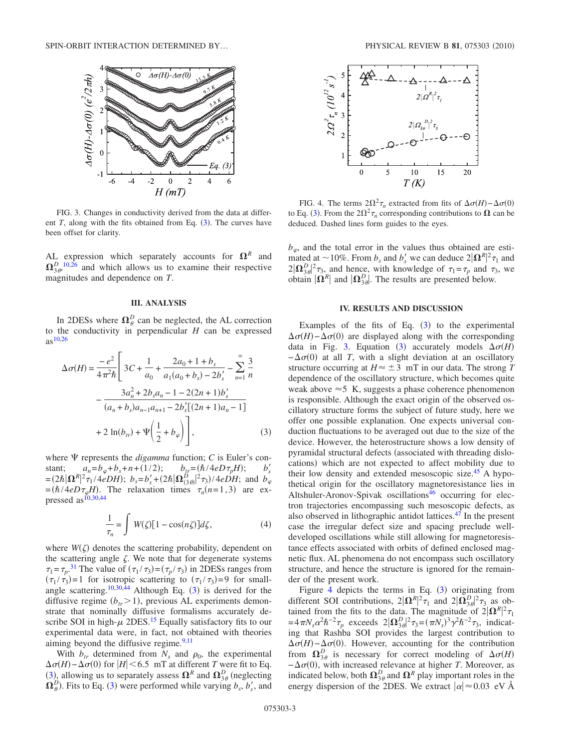FIG. 3. Changes in conductivity derived from the data at different $T$, along with the fits obtained from Eq. (3). The curves have been offset for clarity.

AL expression which separately accounts for $\mathbf{\Omega}^R$ and $\mathbf{\Omega}^D_{3\theta}$,[10,26] and which allows us to examine their respective magnitudes and dependence on $T$.

### III. ANALYSIS

In 2DESs where $\mathbf{\Omega}^D_{\theta}$ can be neglected, the AL correction to the conductivity in perpendicular $H$ can be expressed as[10,26]

$$\Delta\sigma(H) = \frac{-e^2}{4\pi^2\hbar}\Bigg[3C + \frac{1}{a_0} + \frac{2a_0+1+b_s}{a_1(a_0+b_s)-2b_s'} - \sum_{n=1}^{\infty}\frac{3}{n} - \frac{3a_n^2+2b_s a_n - 1 - 2(2n+1)b_s'}{(a_n+b_s)a_{n-1}a_{n+1}-2b_s'[(2n+1)a_n-1]} + 2\ln(b_{tr}) + \Psi\left(\frac{1}{2}+b_\varphi\right)\Bigg], \tag{3}$$

where $\Psi$ represents the *digamma* function; $C$ is Euler's constant; $a_n = b_\varphi + b_s + n + (1/2)$; $b_{tr} = (\hbar/4eD\tau_p H)$; $b_s' = (2\hbar|\mathbf{\Omega}^R|^2\tau_1/4eDH)$; $b_s = b_s' + (2\hbar|\mathbf{\Omega}^D_{(3\theta)}|^2\tau_3)/4eDH$; and $b_\varphi = (\hbar/4eD\tau_\varphi H)$. The relaxation times $\tau_n(n=1,3)$ are expressed as[10,30,44]

$$\frac{1}{\tau_n} = \int W(\zeta)[1-\cos(n\zeta)]d\zeta, \tag{4}$$

where $W(\zeta)$ denotes the scattering probability, dependent on the scattering angle $\zeta$. We note that for degenerate systems $\tau_1 = \tau_p$.[31] The value of $(\tau_1/\tau_3) = (\tau_p/\tau_3)$ in 2DESs ranges from $(\tau_1/\tau_3) = 1$ for isotropic scattering to $(\tau_1/\tau_3) = 9$ for small-angle scattering.[10,30,44] Although Eq. (3) is derived for the diffusive regime $(b_{tr} > 1)$, previous AL experiments demonstrate that nominally diffusive formalisms accurately describe SOI in high-$\mu$ 2DES.[15] Equally satisfactory fits to our experimental data were, in fact, not obtained with theories aiming beyond the diffusive regime.[9,11]

With $b_{tr}$ determined from $N_s$ and $\rho_0$, the experimental $\Delta\sigma(H)-\Delta\sigma(0)$ for $|H| < 6.5$ mT at different $T$ were fit to Eq. (3), allowing us to separately assess $\mathbf{\Omega}^R$ and $\mathbf{\Omega}^D_{3\theta}$ (neglecting $\mathbf{\Omega}^D_{\theta}$). Fits to Eq. (3) were performed while varying $b_s$, $b_s'$, and $b_\varphi$, and the total error in the values thus obtained are estimated at $\sim$10%. From $b_s$ and $b_s'$ we can deduce $2|\mathbf{\Omega}^R|^2\tau_1$ and $2|\mathbf{\Omega}^D_{3\theta}|^2\tau_3$, and hence, with knowledge of $\tau_1 = \tau_p$ and $\tau_3$, we obtain $|\mathbf{\Omega}^R|$ and $|\mathbf{\Omega}^D_{3\theta}|$. The results are presented below.

FIG. 4. The terms $2\Omega^2\tau_n$ extracted from fits of $\Delta\sigma(H)-\Delta\sigma(0)$ to Eq. (3). From the $2\Omega^2\tau_n$ corresponding contributions to $\mathbf{\Omega}$ can be deduced. Dashed lines form guides to the eyes.

### IV. RESULTS AND DISCUSSION

Examples of the fits of Eq. (3) to the experimental $\Delta\sigma(H)-\Delta\sigma(0)$ are displayed along with the corresponding data in Fig. 3. Equation (3) accurately models $\Delta\sigma(H)-\Delta\sigma(0)$ at all $T$, with a slight deviation at an oscillatory structure occurring at $H \approx \pm 3$ mT in our data. The strong $T$ dependence of the oscillatory structure, which becomes quite weak above $\approx$5 K, suggests a phase coherence phenomenon is responsible. Although the exact origin of the observed oscillatory structure forms the subject of future study, here we offer one possible explanation. One expects universal conduction fluctuations to be averaged out due to the size of the device. However, the heterostructure shows a low density of pyramidal structural defects (associated with threading dislocations) which are not expected to affect mobility due to their low density and extended mesoscopic size.[45] A hypothetical origin for the oscillatory magnetoresistance lies in Altshuler-Aronov-Spivak oscillations[46] occurring for electron trajectories encompassing such mesoscopic defects, as also observed in lithographic antidot lattices.[47] In the present case the irregular defect size and spacing preclude well-developed oscillations while still allowing for magnetoresistance effects associated with orbits of defined enclosed magnetic flux. AL phenomena do not encompass such oscillatory structure, and hence the structure is ignored for the remainder of the present work.

Figure 4 depicts the terms in Eq. (3) originating from different SOI contributions, $2|\mathbf{\Omega}^R|^2\tau_1$ and $2|\mathbf{\Omega}^D_{3\theta}|^2\tau_3$ as obtained from the fits to the data. The magnitude of $2|\mathbf{\Omega}^R|^2\tau_1 = 4\pi N_s \alpha^2\hbar^{-2}\tau_p$ exceeds $2|\mathbf{\Omega}^D_{3\theta}|^2\tau_3 = (\pi N_s)^3\gamma^2\hbar^{-2}\tau_3$, indicating that Rashba SOI provides the largest contribution to $\Delta\sigma(H)-\Delta\sigma(0)$. However, accounting for the contribution from $\mathbf{\Omega}^D_{3\theta}$ is necessary for correct modeling of $\Delta\sigma(H)-\Delta\sigma(0)$, with increased relevance at higher $T$. Moreover, as indicated below, both $\mathbf{\Omega}^D_{3\theta}$ and $\mathbf{\Omega}^R$ play important roles in the energy dispersion of the 2DES. We extract $|\alpha| \approx 0.03$ eV Å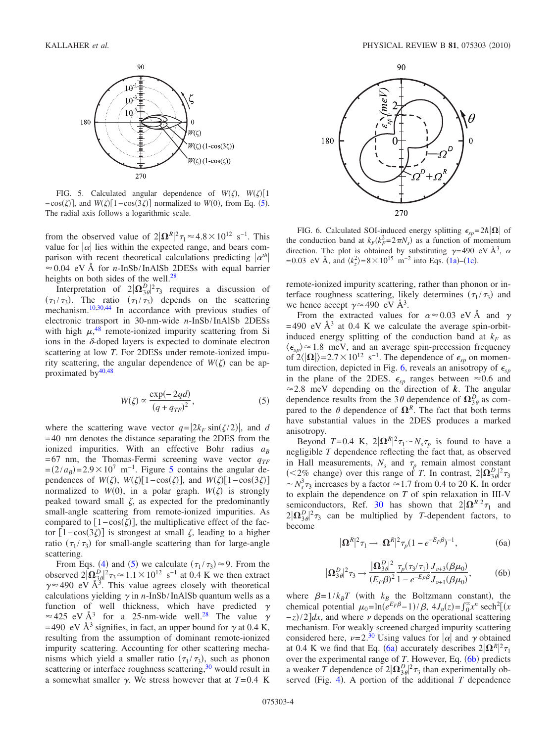FIG. 5. Calculated angular dependence of $W(\zeta)$, $W(\zeta)[1-\cos(\zeta)]$, and $W(\zeta)[1-\cos(3\zeta)]$ normalized to $W(0)$, from Eq. (5). The radial axis follows a logarithmic scale.

from the observed value of $2|\mathbf{\Omega}^R|^2\tau_1 \approx 4.8\times10^{12}\ \mathrm{s}^{-1}$. This value for $|\alpha|$ lies within the expected range, and bears comparison with recent theoretical calculations predicting $|\alpha^{th}| \approx 0.04$ eV Å for $n$-InSb/InAlSb 2DESs with equal barrier heights on both sides of the well.[28]

Interpretation of $2|\mathbf{\Omega}_{3\theta}^D|^2\tau_3$ requires a discussion of $(\tau_1/\tau_3)$. The ratio $(\tau_1/\tau_3)$ depends on the scattering mechanism.[10,30,44] In accordance with previous studies of electronic transport in 30-nm-wide $n$-InSb/InAlSb 2DESs with high $\mu$,[48] remote-ionized impurity scattering from Si ions in the $\delta$-doped layers is expected to dominate electron scattering at low $T$. For 2DESs under remote-ionized impurity scattering, the angular dependence of $W(\zeta)$ can be approximated by[40,48]

$$W(\zeta) \propto \frac{\exp(-2qd)}{(q+q_{TF})^2}, \tag{5}$$

where the scattering wave vector $q=|2k_F \sin(\zeta/2)|$, and $d = 40$ nm denotes the distance separating the 2DES from the ionized impurities. With an effective Bohr radius $a_B = 67$ nm, the Thomas-Fermi screening wave vector $q_{TF} = (2/a_B) = 2.9\times10^7\ \mathrm{m}^{-1}$. Figure 5 contains the angular dependences of $W(\zeta)$, $W(\zeta)[1-\cos(\zeta)]$, and $W(\zeta)[1-\cos(3\zeta)]$ normalized to $W(0)$, in a polar graph. $W(\zeta)$ is strongly peaked toward small $\zeta$, as expected for the predominantly small-angle scattering from remote-ionized impurities. As compared to $[1-\cos(\zeta)]$, the multiplicative effect of the factor $[1-\cos(3\zeta)]$ is strongest at small $\zeta$, leading to a higher ratio $(\tau_1/\tau_3)$ for small-angle scattering than for large-angle scattering.

From Eqs. (4) and (5) we calculate $(\tau_1/\tau_3)\approx 9$. From the observed $2|\mathbf{\Omega}_{3\theta}^D|^2\tau_3 \approx 1.1\times10^{12}\ \mathrm{s}^{-1}$ at 0.4 K we then extract $\gamma \approx 490$ eV Å$^3$. This value agrees closely with theoretical calculations yielding $\gamma$ in $n$-InSb/InAlSb quantum wells as a function of well thickness, which have predicted $\gamma \approx 425$ eV Å$^3$ for a 25-nm-wide well.[28] The value $\gamma = 490$ eV Å$^3$ signifies, in fact, an upper bound for $\gamma$ at 0.4 K, resulting from the assumption of dominant remote-ionized impurity scattering. Accounting for other scattering mechanisms which yield a smaller ratio $(\tau_1/\tau_3)$, such as phonon scattering or interface roughness scattering,[30] would result in a somewhat smaller $\gamma$. We stress however that at $T=0.4$ K remote-ionized impurity scattering, rather than phonon or interface roughness scattering, likely determines $(\tau_1/\tau_3)$ and we hence accept $\gamma \approx 490$ eV Å$^3$.

FIG. 6. Calculated SOI-induced energy splitting $\epsilon_{sp}=2\hbar|\mathbf{\Omega}|$ of the conduction band at $k_F (k_F^2 = 2\pi N_s)$ as a function of momentum direction. The plot is obtained by substituting $\gamma=490$ eV Å$^3$, $\alpha = 0.03$ eV Å, and $\langle k_z^2\rangle = 8\times10^{15}\ \mathrm{m}^{-2}$ into Eqs. (1a)–(1c).

From the extracted values for $\alpha \approx 0.03$ eV Å and $\gamma = 490$ eV Å$^3$ at 0.4 K we calculate the average spin-orbit-induced energy splitting of the conduction band at $k_F$ as $\langle\epsilon_{sp}\rangle \approx 1.8$ meV, and an average spin-precession frequency of $2\langle|\mathbf{\Omega}|\rangle = 2.7\times10^{12}\ \mathrm{s}^{-1}$. The dependence of $\epsilon_{sp}$ on momentum direction, depicted in Fig. 6, reveals an anisotropy of $\epsilon_{sp}$ in the plane of the 2DES. $\epsilon_{sp}$ ranges between $\approx 0.6$ and $\approx 2.8$ meV depending on the direction of $\boldsymbol{k}$. The angular dependence results from the $3\theta$ dependence of $\mathbf{\Omega}_{3\theta}^D$ as compared to the $\theta$ dependence of $\mathbf{\Omega}^R$. The fact that both terms have substantial values in the 2DES produces a marked anisotropy.

Beyond $T=0.4$ K, $2|\mathbf{\Omega}^R|^2\tau_1 \sim N_s\tau_p$ is found to have a negligible $T$ dependence reflecting the fact that, as observed in Hall measurements, $N_s$ and $\tau_p$ remain almost constant (<2% change) over this range of $T$. In contrast, $2|\mathbf{\Omega}_{3\theta}^D|^2\tau_3 \sim N_s^3\tau_3$ increases by a factor $\approx 1.7$ from 0.4 to 20 K. In order to explain the dependence on $T$ of spin relaxation in III-V semiconductors, Ref. 30 has shown that $2|\mathbf{\Omega}^R|^2\tau_1$ and $2|\mathbf{\Omega}_{3\theta}^D|^2\tau_3$ can be multiplied by $T$-dependent factors, to become

$$|\mathbf{\Omega}^R|^2\tau_1 \rightarrow |\mathbf{\Omega}^R|^2\tau_p(1-e^{-E_F\beta})^{-1}, \tag{6a}$$

$$|\mathbf{\Omega}_{3\theta}^D|^2\tau_3 \rightarrow \frac{|\mathbf{\Omega}_{3\theta}^D|^2}{(E_F\beta)^2}\frac{\tau_p(\tau_3/\tau_1)}{1-e^{-E_F\beta}}\frac{J_{\nu+3}(\beta\mu_0)}{J_{\nu+1}(\beta\mu_0)}, \tag{6b}$$

where $\beta = 1/k_BT$ (with $k_B$ the Boltzmann constant), the chemical potential $\mu_0 = \ln(e^{E_F\beta}-1)/\beta$, $4J_n(z) = \int_0^\infty x^n \,\mathrm{sech}^2[(x-z)/2]dx$, and where $\nu$ depends on the operational scattering mechanism. For weakly screened charged impurity scattering considered here, $\nu = 2$.[30] Using values for $|\alpha|$ and $\gamma$ obtained at 0.4 K we find that Eq. (6a) accurately describes $2|\mathbf{\Omega}^R|^2\tau_1$ over the experimental range of $T$. However, Eq. (6b) predicts a weaker $T$ dependence of $2|\mathbf{\Omega}_{3\theta}^D|^2\tau_3$ than experimentally observed (Fig. 4). A portion of the additional $T$ dependence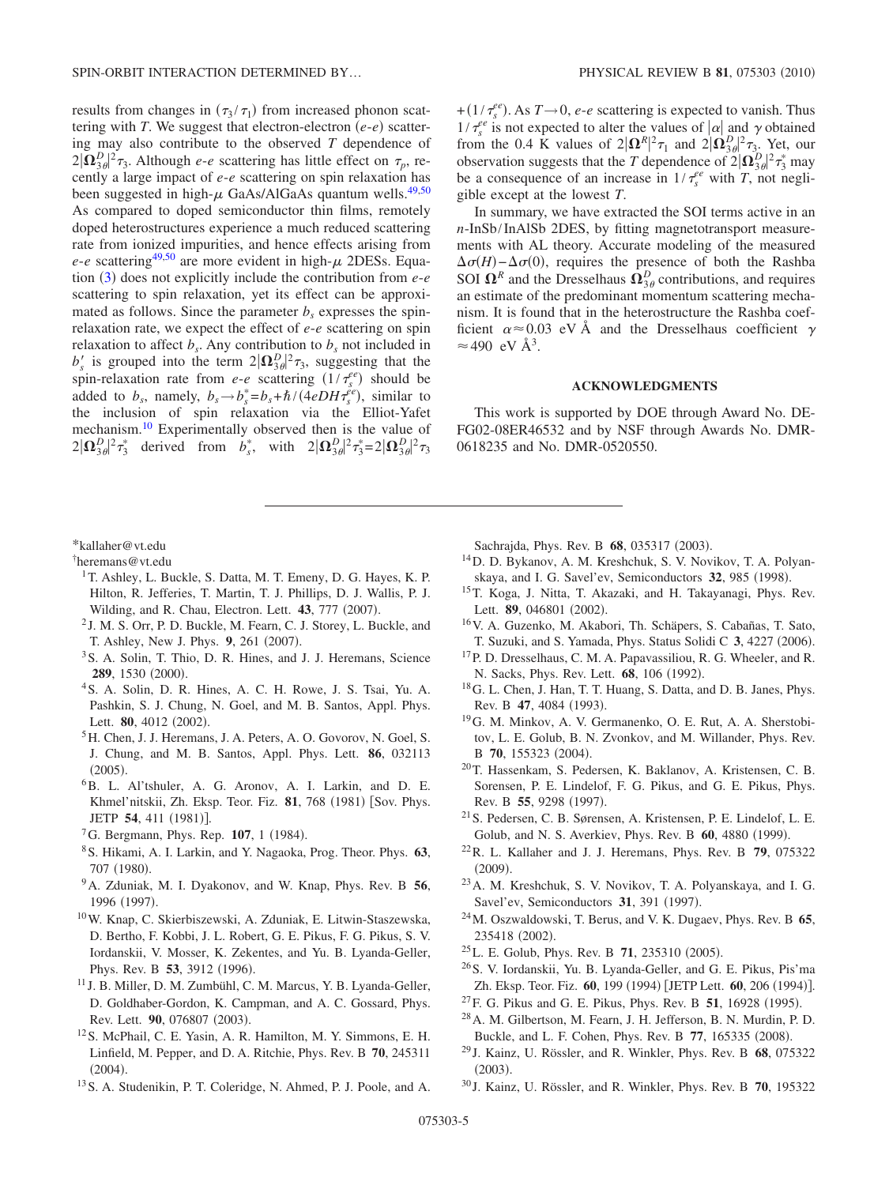results from changes in $(\tau_3/\tau_1)$ from increased phonon scattering with $T$. We suggest that electron-electron ($e$-$e$) scattering may also contribute to the observed $T$ dependence of $2|\mathbf{\Omega}_{3\theta}^D|^2\tau_3$. Although $e$-$e$ scattering has little effect on $\tau_p$, recently a large impact of $e$-$e$ scattering on spin relaxation has been suggested in high-$\mu$ GaAs/AlGaAs quantum wells.[49,50] As compared to doped semiconductor thin films, remotely doped heterostructures experience a much reduced scattering rate from ionized impurities, and hence effects arising from $e$-$e$ scattering[49,50] are more evident in high-$\mu$ 2DESs. Equation (3) does not explicitly include the contribution from $e$-$e$ scattering to spin relaxation, yet its effect can be approximated as follows. Since the parameter $b_s$ expresses the spin-relaxation rate, we expect the effect of $e$-$e$ scattering on spin relaxation to affect $b_s$. Any contribution to $b_s$ not included in $b_s'$ is grouped into the term $2|\mathbf{\Omega}_{3\theta}^D|^2\tau_3$, suggesting that the spin-relaxation rate from $e$-$e$ scattering $(1/\tau_s^{ee})$ should be added to $b_s$, namely, $b_s \rightarrow b_s^* = b_s + \hbar/(4eDH\tau_s^{ee})$, similar to the inclusion of spin relaxation via the Elliot-Yafet mechanism.[10] Experimentally observed then is the value of $2|\mathbf{\Omega}_{3\theta}^D|^2\tau_3^*$ derived from $b_s^*$, with $2|\mathbf{\Omega}_{3\theta}^D|^2\tau_3^* = 2|\mathbf{\Omega}_{3\theta}^D|^2\tau_3 + (1/\tau_s^{ee})$. As $T\rightarrow 0$, $e$-$e$ scattering is expected to vanish. Thus $1/\tau_s^{ee}$ is not expected to alter the values of $|\alpha|$ and $\gamma$ obtained from the 0.4 K values of $2|\mathbf{\Omega}^R|^2\tau_1$ and $2|\mathbf{\Omega}_{3\theta}^D|^2\tau_3$. Yet, our observation suggests that the $T$ dependence of $2|\mathbf{\Omega}_{3\theta}^D|^2\tau_3^*$ may be a consequence of an increase in $1/\tau_s^{ee}$ with $T$, not negligible except at the lowest $T$.

In summary, we have extracted the SOI terms active in an $n$-InSb/InAlSb 2DES, by fitting magnetotransport measurements with AL theory. Accurate modeling of the measured $\Delta\sigma(H)-\Delta\sigma(0)$, requires the presence of both the Rashba SOI $\mathbf{\Omega}^R$ and the Dresselhaus $\mathbf{\Omega}_{3\theta}^D$ contributions, and requires an estimate of the predominant momentum scattering mechanism. It is found that in the heterostructure the Rashba coefficient $\alpha \approx 0.03$ eV Å and the Dresselhaus coefficient $\gamma \approx 490$ eV Å$^3$.

## ACKNOWLEDGMENTS

This work is supported by DOE through Award No. DE-FG02-08ER46532 and by NSF through Awards No. DMR-0618235 and No. DMR-0520550.

---

*kallaher@vt.edu

†heremans@vt.edu

[1] T. Ashley, L. Buckle, S. Datta, M. T. Emeny, D. G. Hayes, K. P. Hilton, R. Jefferies, T. Martin, T. J. Phillips, D. J. Wallis, P. J. Wilding, and R. Chau, Electron. Lett. **43**, 777 (2007).

[2] J. M. S. Orr, P. D. Buckle, M. Fearn, C. J. Storey, L. Buckle, and T. Ashley, New J. Phys. **9**, 261 (2007).

[3] S. A. Solin, T. Thio, D. R. Hines, and J. J. Heremans, Science **289**, 1530 (2000).

[4] S. A. Solin, D. R. Hines, A. C. H. Rowe, J. S. Tsai, Yu. A. Pashkin, S. J. Chung, N. Goel, and M. B. Santos, Appl. Phys. Lett. **80**, 4012 (2002).

[5] H. Chen, J. J. Heremans, J. A. Peters, A. O. Govorov, N. Goel, S. J. Chung, and M. B. Santos, Appl. Phys. Lett. **86**, 032113 (2005).

[6] B. L. Al'tshuler, A. G. Aronov, A. I. Larkin, and D. E. Khmel'nitskii, Zh. Eksp. Teor. Fiz. **81**, 768 (1981) [Sov. Phys. JETP **54**, 411 (1981)].

[7] G. Bergmann, Phys. Rep. **107**, 1 (1984).

[8] S. Hikami, A. I. Larkin, and Y. Nagaoka, Prog. Theor. Phys. **63**, 707 (1980).

[9] A. Zduniak, M. I. Dyakonov, and W. Knap, Phys. Rev. B **56**, 1996 (1997).

[10] W. Knap, C. Skierbiszewski, A. Zduniak, E. Litwin-Staszewska, D. Bertho, F. Kobbi, J. L. Robert, G. E. Pikus, F. G. Pikus, S. V. Iordanskii, V. Mosser, K. Zekentes, and Yu. B. Lyanda-Geller, Phys. Rev. B **53**, 3912 (1996).

[11] J. B. Miller, D. M. Zumbühl, C. M. Marcus, Y. B. Lyanda-Geller, D. Goldhaber-Gordon, K. Campman, and A. C. Gossard, Phys. Rev. Lett. **90**, 076807 (2003).

[12] S. McPhail, C. E. Yasin, A. R. Hamilton, M. Y. Simmons, E. H. Linfield, M. Pepper, and D. A. Ritchie, Phys. Rev. B **70**, 245311 (2004).

[13] S. A. Studenikin, P. T. Coleridge, N. Ahmed, P. J. Poole, and A. Sachrajda, Phys. Rev. B **68**, 035317 (2003).

[14] D. D. Bykanov, A. M. Kreshchuk, S. V. Novikov, T. A. Polyanskaya, and I. G. Savel'ev, Semiconductors **32**, 985 (1998).

[15] T. Koga, J. Nitta, T. Akazaki, and H. Takayanagi, Phys. Rev. Lett. **89**, 046801 (2002).

[16] V. A. Guzenko, M. Akabori, Th. Schäpers, S. Cabañas, T. Sato, T. Suzuki, and S. Yamada, Phys. Status Solidi C **3**, 4227 (2006).

[17] P. D. Dresselhaus, C. M. A. Papavassiliou, R. G. Wheeler, and R. N. Sacks, Phys. Rev. Lett. **68**, 106 (1992).

[18] G. L. Chen, J. Han, T. T. Huang, S. Datta, and D. B. Janes, Phys. Rev. B **47**, 4084 (1993).

[19] G. M. Minkov, A. V. Germanenko, O. E. Rut, A. A. Sherstobitov, L. E. Golub, B. N. Zvonkov, and M. Willander, Phys. Rev. B **70**, 155323 (2004).

[20] T. Hassenkam, S. Pedersen, K. Baklanov, A. Kristensen, C. B. Sorensen, P. E. Lindelof, F. G. Pikus, and G. E. Pikus, Phys. Rev. B **55**, 9298 (1997).

[21] S. Pedersen, C. B. Sørensen, A. Kristensen, P. E. Lindelof, L. E. Golub, and N. S. Averkiev, Phys. Rev. B **60**, 4880 (1999).

[22] R. L. Kallaher and J. J. Heremans, Phys. Rev. B **79**, 075322 (2009).

[23] A. M. Kreshchuk, S. V. Novikov, T. A. Polyanskaya, and I. G. Savel'ev, Semiconductors **31**, 391 (1997).

[24] M. Oszwaldowski, T. Berus, and V. K. Dugaev, Phys. Rev. B **65**, 235418 (2002).

[25] L. E. Golub, Phys. Rev. B **71**, 235310 (2005).

[26] S. V. Iordanskii, Yu. B. Lyanda-Geller, and G. E. Pikus, Pis'ma Zh. Eksp. Teor. Fiz. **60**, 199 (1994) [JETP Lett. **60**, 206 (1994)].

[27] F. G. Pikus and G. E. Pikus, Phys. Rev. B **51**, 16928 (1995).

[28] A. M. Gilbertson, M. Fearn, J. H. Jefferson, B. N. Murdin, P. D. Buckle, and L. F. Cohen, Phys. Rev. B **77**, 165335 (2008).

[29] J. Kainz, U. Rössler, and R. Winkler, Phys. Rev. B **68**, 075322 (2003).

[30] J. Kainz, U. Rössler, and R. Winkler, Phys. Rev. B **70**, 195322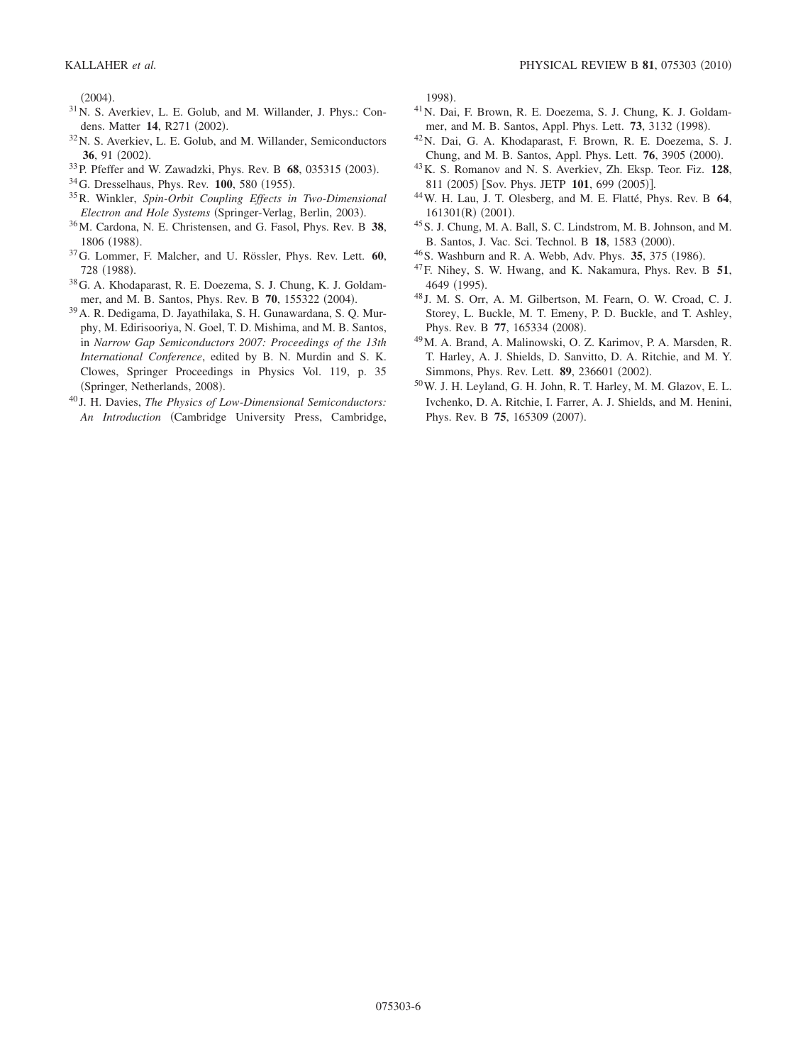(2004).

[31] N. S. Averkiev, L. E. Golub, and M. Willander, J. Phys.: Condens. Matter **14**, R271 (2002).

[32] N. S. Averkiev, L. E. Golub, and M. Willander, Semiconductors **36**, 91 (2002).

[33] P. Pfeffer and W. Zawadzki, Phys. Rev. B **68**, 035315 (2003).

[34] G. Dresselhaus, Phys. Rev. **100**, 580 (1955).

[35] R. Winkler, *Spin-Orbit Coupling Effects in Two-Dimensional Electron and Hole Systems* (Springer-Verlag, Berlin, 2003).

[36] M. Cardona, N. E. Christensen, and G. Fasol, Phys. Rev. B **38**, 1806 (1988).

[37] G. Lommer, F. Malcher, and U. Rössler, Phys. Rev. Lett. **60**, 728 (1988).

[38] G. A. Khodaparast, R. E. Doezema, S. J. Chung, K. J. Goldammer, and M. B. Santos, Phys. Rev. B **70**, 155322 (2004).

[39] A. R. Dedigama, D. Jayathilaka, S. H. Gunawardana, S. Q. Murphy, M. Edirisooriya, N. Goel, T. D. Mishima, and M. B. Santos, in *Narrow Gap Semiconductors 2007: Proceedings of the 13th International Conference*, edited by B. N. Murdin and S. K. Clowes, Springer Proceedings in Physics Vol. 119, p. 35 (Springer, Netherlands, 2008).

[40] J. H. Davies, *The Physics of Low-Dimensional Semiconductors: An Introduction* (Cambridge University Press, Cambridge, 1998).

[41] N. Dai, F. Brown, R. E. Doezema, S. J. Chung, K. J. Goldammer, and M. B. Santos, Appl. Phys. Lett. **73**, 3132 (1998).

[42] N. Dai, G. A. Khodaparast, F. Brown, R. E. Doezema, S. J. Chung, and M. B. Santos, Appl. Phys. Lett. **76**, 3905 (2000).

[43] K. S. Romanov and N. S. Averkiev, Zh. Eksp. Teor. Fiz. **128**, 811 (2005) [Sov. Phys. JETP **101**, 699 (2005)].

[44] W. H. Lau, J. T. Olesberg, and M. E. Flatté, Phys. Rev. B **64**, 161301(R) (2001).

[45] S. J. Chung, M. A. Ball, S. C. Lindstrom, M. B. Johnson, and M. B. Santos, J. Vac. Sci. Technol. B **18**, 1583 (2000).

[46] S. Washburn and R. A. Webb, Adv. Phys. **35**, 375 (1986).

[47] F. Nihey, S. W. Hwang, and K. Nakamura, Phys. Rev. B **51**, 4649 (1995).

[48] J. M. S. Orr, A. M. Gilbertson, M. Fearn, O. W. Croad, C. J. Storey, L. Buckle, M. T. Emeny, P. D. Buckle, and T. Ashley, Phys. Rev. B **77**, 165334 (2008).

[49] M. A. Brand, A. Malinowski, O. Z. Karimov, P. A. Marsden, R. T. Harley, A. J. Shields, D. Sanvitto, D. A. Ritchie, and M. Y. Simmons, Phys. Rev. Lett. **89**, 236601 (2002).

[50] W. J. H. Leyland, G. H. John, R. T. Harley, M. M. Glazov, E. L. Ivchenko, D. A. Ritchie, I. Farrer, A. J. Shields, and M. Henini, Phys. Rev. B **75**, 165309 (2007).